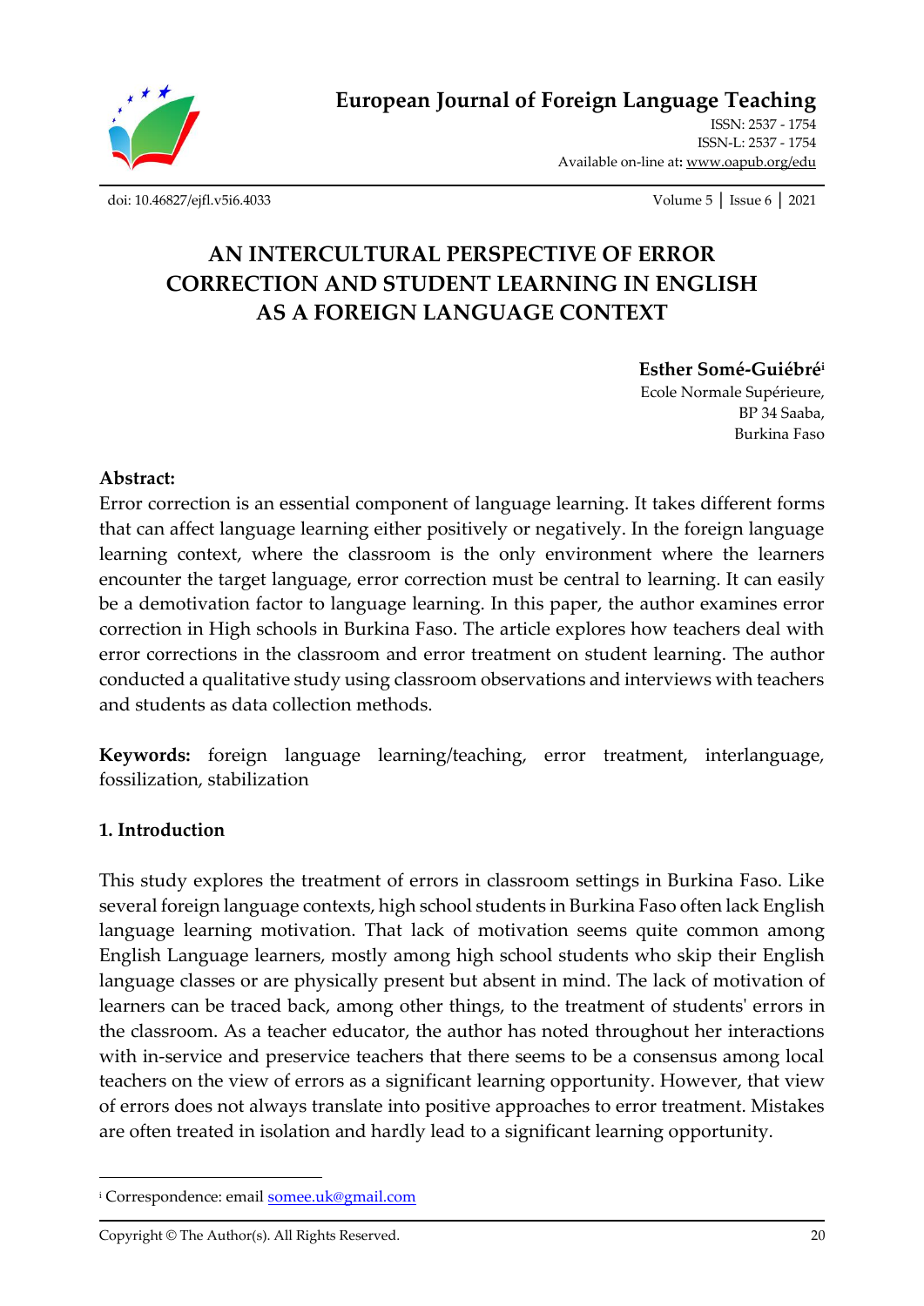# AN INTERCULTURAL PERSPECTIVE OF ERROR CORRECTION AND STUDENT LEARNING IN ENGLISH AS A FOREIGN LANGUAGE CONTEXT

**Esther Somé-Guiébré**[i]
Ecole Normale Supérieure,
BP 34 Saaba,
Burkina Faso

**Abstract:**
Error correction is an essential component of language learning. It takes different forms that can affect language learning either positively or negatively. In the foreign language learning context, where the classroom is the only environment where the learners encounter the target language, error correction must be central to learning. It can easily be a demotivation factor to language learning. In this paper, the author examines error correction in High schools in Burkina Faso. The article explores how teachers deal with error corrections in the classroom and error treatment on student learning. The author conducted a qualitative study using classroom observations and interviews with teachers and students as data collection methods.

**Keywords:** foreign language learning/teaching, error treatment, interlanguage, fossilization, stabilization

## 1. Introduction

This study explores the treatment of errors in classroom settings in Burkina Faso. Like several foreign language contexts, high school students in Burkina Faso often lack English language learning motivation. That lack of motivation seems quite common among English Language learners, mostly among high school students who skip their English language classes or are physically present but absent in mind. The lack of motivation of learners can be traced back, among other things, to the treatment of students' errors in the classroom. As a teacher educator, the author has noted throughout her interactions with in-service and preservice teachers that there seems to be a consensus among local teachers on the view of errors as a significant learning opportunity. However, that view of errors does not always translate into positive approaches to error treatment. Mistakes are often treated in isolation and hardly lead to a significant learning opportunity.

---

[i] Correspondence: email somee.uk@gmail.com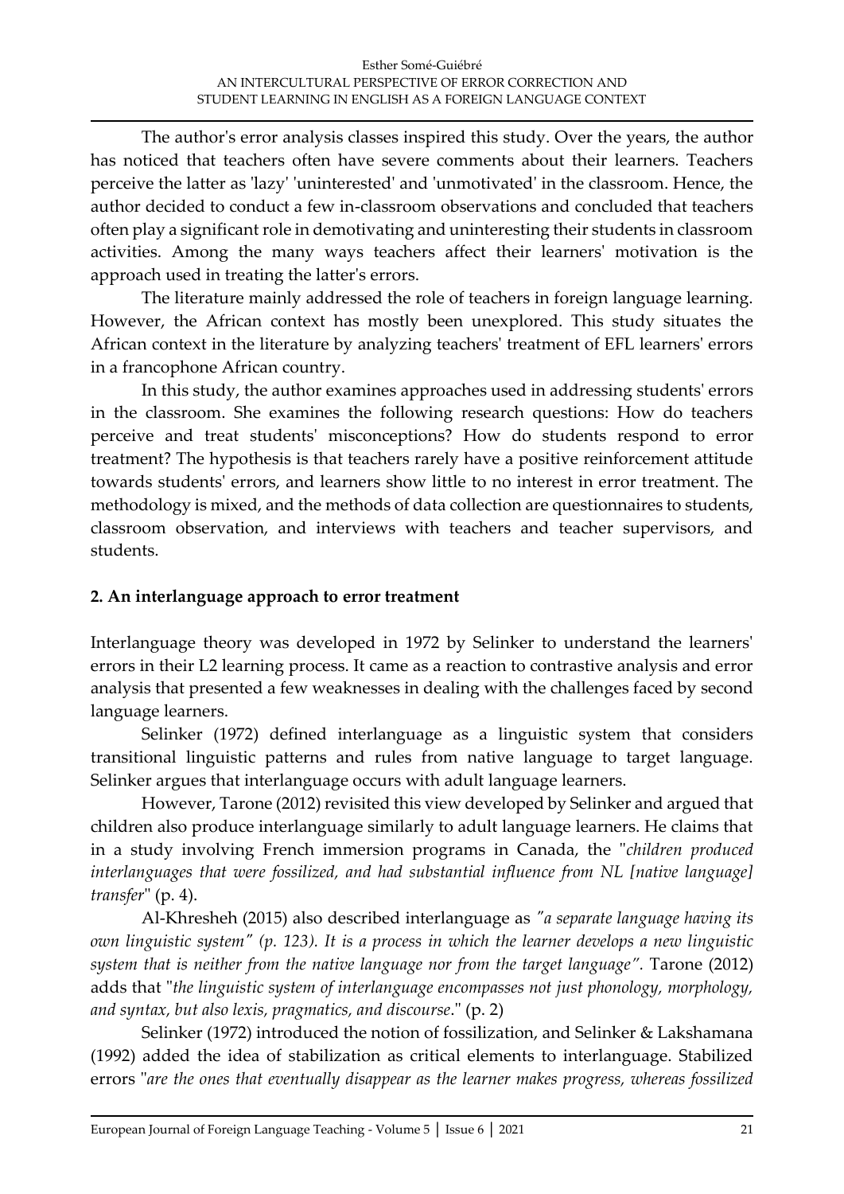The author's error analysis classes inspired this study. Over the years, the author has noticed that teachers often have severe comments about their learners. Teachers perceive the latter as 'lazy' 'uninterested' and 'unmotivated' in the classroom. Hence, the author decided to conduct a few in-classroom observations and concluded that teachers often play a significant role in demotivating and uninteresting their students in classroom activities. Among the many ways teachers affect their learners' motivation is the approach used in treating the latter's errors.

The literature mainly addressed the role of teachers in foreign language learning. However, the African context has mostly been unexplored. This study situates the African context in the literature by analyzing teachers' treatment of EFL learners' errors in a francophone African country.

In this study, the author examines approaches used in addressing students' errors in the classroom. She examines the following research questions: How do teachers perceive and treat students' misconceptions? How do students respond to error treatment? The hypothesis is that teachers rarely have a positive reinforcement attitude towards students' errors, and learners show little to no interest in error treatment. The methodology is mixed, and the methods of data collection are questionnaires to students, classroom observation, and interviews with teachers and teacher supervisors, and students.

## 2. An interlanguage approach to error treatment

Interlanguage theory was developed in 1972 by Selinker to understand the learners' errors in their L2 learning process. It came as a reaction to contrastive analysis and error analysis that presented a few weaknesses in dealing with the challenges faced by second language learners.

Selinker (1972) defined interlanguage as a linguistic system that considers transitional linguistic patterns and rules from native language to target language. Selinker argues that interlanguage occurs with adult language learners.

However, Tarone (2012) revisited this view developed by Selinker and argued that children also produce interlanguage similarly to adult language learners. He claims that in a study involving French immersion programs in Canada, the "*children produced interlanguages that were fossilized, and had substantial influence from NL [native language] transfer*" (p. 4).

Al-Khresheh (2015) also described interlanguage as *"a separate language having its own linguistic system" (p. 123). It is a process in which the learner develops a new linguistic system that is neither from the native language nor from the target language"*. Tarone (2012) adds that "*the linguistic system of interlanguage encompasses not just phonology, morphology, and syntax, but also lexis, pragmatics, and discourse*." (p. 2)

Selinker (1972) introduced the notion of fossilization, and Selinker & Lakshamana (1992) added the idea of stabilization as critical elements to interlanguage. Stabilized errors "*are the ones that eventually disappear as the learner makes progress, whereas fossilized*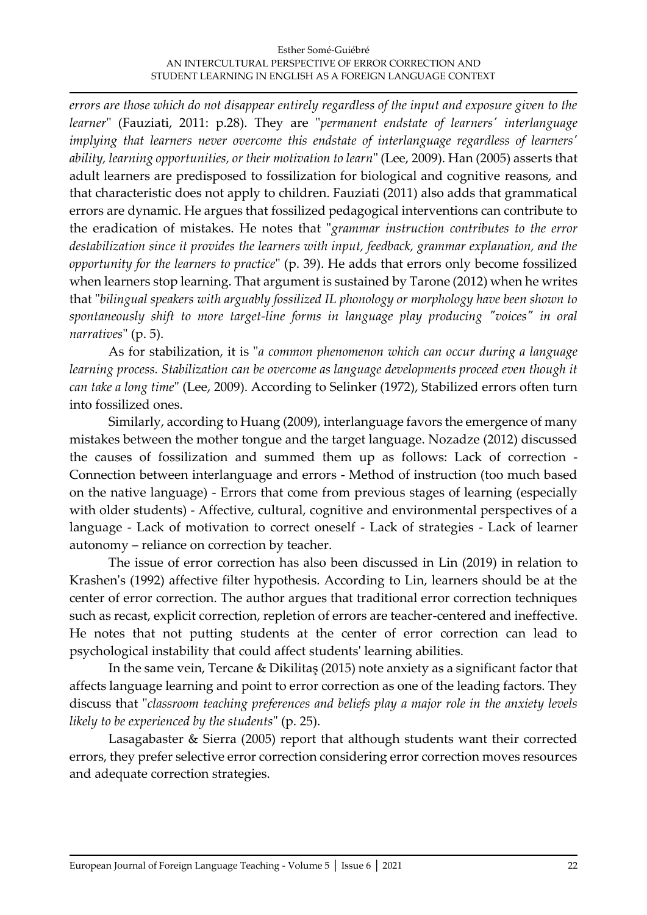*errors are those which do not disappear entirely regardless of the input and exposure given to the learner*" (Fauziati, 2011: p.28). They are "*permanent endstate of learners' interlanguage implying that learners never overcome this endstate of interlanguage regardless of learners' ability, learning opportunities, or their motivation to learn*" (Lee, 2009). Han (2005) asserts that adult learners are predisposed to fossilization for biological and cognitive reasons, and that characteristic does not apply to children. Fauziati (2011) also adds that grammatical errors are dynamic. He argues that fossilized pedagogical interventions can contribute to the eradication of mistakes. He notes that "*grammar instruction contributes to the error destabilization since it provides the learners with input, feedback, grammar explanation, and the opportunity for the learners to practice*" (p. 39). He adds that errors only become fossilized when learners stop learning. That argument is sustained by Tarone (2012) when he writes that "*bilingual speakers with arguably fossilized IL phonology or morphology have been shown to spontaneously shift to more target-line forms in language play producing "voices" in oral narratives*" (p. 5).

As for stabilization, it is "*a common phenomenon which can occur during a language learning process. Stabilization can be overcome as language developments proceed even though it can take a long time*" (Lee, 2009). According to Selinker (1972), Stabilized errors often turn into fossilized ones.

Similarly, according to Huang (2009), interlanguage favors the emergence of many mistakes between the mother tongue and the target language. Nozadze (2012) discussed the causes of fossilization and summed them up as follows: Lack of correction - Connection between interlanguage and errors - Method of instruction (too much based on the native language) - Errors that come from previous stages of learning (especially with older students) - Affective, cultural, cognitive and environmental perspectives of a language - Lack of motivation to correct oneself - Lack of strategies - Lack of learner autonomy – reliance on correction by teacher.

The issue of error correction has also been discussed in Lin (2019) in relation to Krashen's (1992) affective filter hypothesis. According to Lin, learners should be at the center of error correction. The author argues that traditional error correction techniques such as recast, explicit correction, repletion of errors are teacher-centered and ineffective. He notes that not putting students at the center of error correction can lead to psychological instability that could affect students' learning abilities.

In the same vein, Tercane & Dikilitaş (2015) note anxiety as a significant factor that affects language learning and point to error correction as one of the leading factors. They discuss that "*classroom teaching preferences and beliefs play a major role in the anxiety levels likely to be experienced by the students*" (p. 25).

Lasagabaster & Sierra (2005) report that although students want their corrected errors, they prefer selective error correction considering error correction moves resources and adequate correction strategies.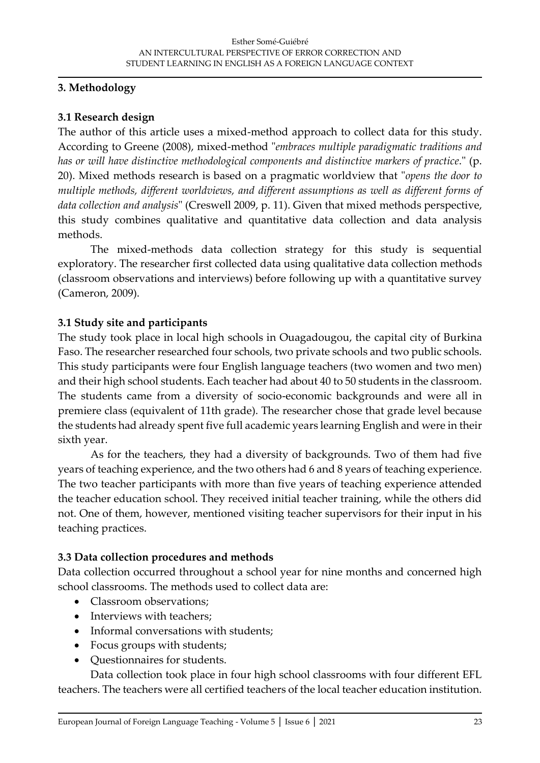## 3. Methodology

### 3.1 Research design

The author of this article uses a mixed-method approach to collect data for this study. According to Greene (2008), mixed-method "*embraces multiple paradigmatic traditions and has or will have distinctive methodological components and distinctive markers of practice*." (p. 20). Mixed methods research is based on a pragmatic worldview that "*opens the door to multiple methods, different worldviews, and different assumptions as well as different forms of data collection and analysis*" (Creswell 2009, p. 11). Given that mixed methods perspective, this study combines qualitative and quantitative data collection and data analysis methods.

The mixed-methods data collection strategy for this study is sequential exploratory. The researcher first collected data using qualitative data collection methods (classroom observations and interviews) before following up with a quantitative survey (Cameron, 2009).

### 3.1 Study site and participants

The study took place in local high schools in Ouagadougou, the capital city of Burkina Faso. The researcher researched four schools, two private schools and two public schools. This study participants were four English language teachers (two women and two men) and their high school students. Each teacher had about 40 to 50 students in the classroom. The students came from a diversity of socio-economic backgrounds and were all in premiere class (equivalent of 11th grade). The researcher chose that grade level because the students had already spent five full academic years learning English and were in their sixth year.

As for the teachers, they had a diversity of backgrounds. Two of them had five years of teaching experience, and the two others had 6 and 8 years of teaching experience. The two teacher participants with more than five years of teaching experience attended the teacher education school. They received initial teacher training, while the others did not. One of them, however, mentioned visiting teacher supervisors for their input in his teaching practices.

### 3.3 Data collection procedures and methods

Data collection occurred throughout a school year for nine months and concerned high school classrooms. The methods used to collect data are:

- Classroom observations;
- Interviews with teachers;
- Informal conversations with students;
- Focus groups with students;
- Questionnaires for students.

Data collection took place in four high school classrooms with four different EFL teachers. The teachers were all certified teachers of the local teacher education institution.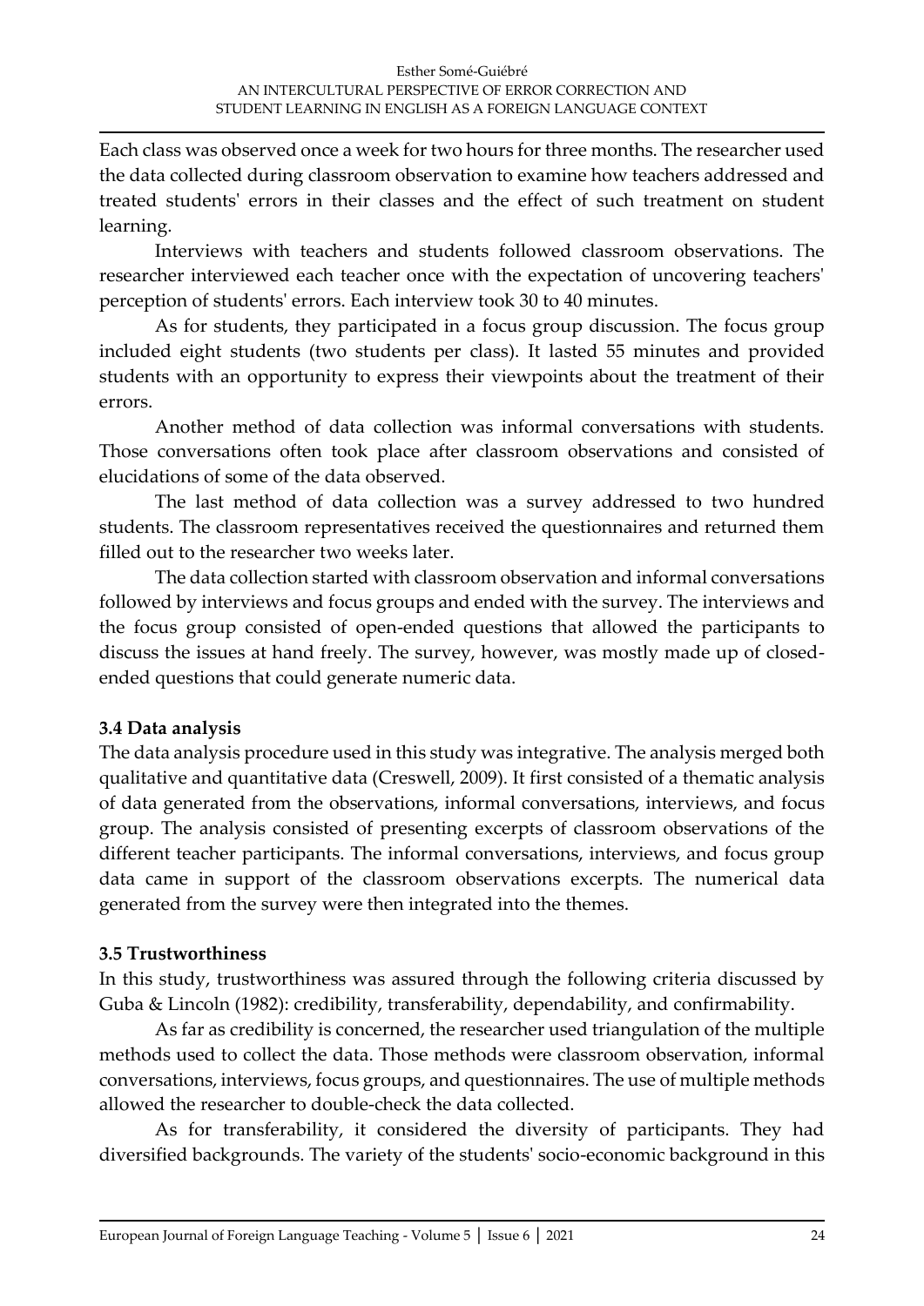Each class was observed once a week for two hours for three months. The researcher used the data collected during classroom observation to examine how teachers addressed and treated students' errors in their classes and the effect of such treatment on student learning.

Interviews with teachers and students followed classroom observations. The researcher interviewed each teacher once with the expectation of uncovering teachers' perception of students' errors. Each interview took 30 to 40 minutes.

As for students, they participated in a focus group discussion. The focus group included eight students (two students per class). It lasted 55 minutes and provided students with an opportunity to express their viewpoints about the treatment of their errors.

Another method of data collection was informal conversations with students. Those conversations often took place after classroom observations and consisted of elucidations of some of the data observed.

The last method of data collection was a survey addressed to two hundred students. The classroom representatives received the questionnaires and returned them filled out to the researcher two weeks later.

The data collection started with classroom observation and informal conversations followed by interviews and focus groups and ended with the survey. The interviews and the focus group consisted of open-ended questions that allowed the participants to discuss the issues at hand freely. The survey, however, was mostly made up of closed-ended questions that could generate numeric data.

### 3.4 Data analysis

The data analysis procedure used in this study was integrative. The analysis merged both qualitative and quantitative data (Creswell, 2009). It first consisted of a thematic analysis of data generated from the observations, informal conversations, interviews, and focus group. The analysis consisted of presenting excerpts of classroom observations of the different teacher participants. The informal conversations, interviews, and focus group data came in support of the classroom observations excerpts. The numerical data generated from the survey were then integrated into the themes.

### 3.5 Trustworthiness

In this study, trustworthiness was assured through the following criteria discussed by Guba & Lincoln (1982): credibility, transferability, dependability, and confirmability.

As far as credibility is concerned, the researcher used triangulation of the multiple methods used to collect the data. Those methods were classroom observation, informal conversations, interviews, focus groups, and questionnaires. The use of multiple methods allowed the researcher to double-check the data collected.

As for transferability, it considered the diversity of participants. They had diversified backgrounds. The variety of the students' socio-economic background in this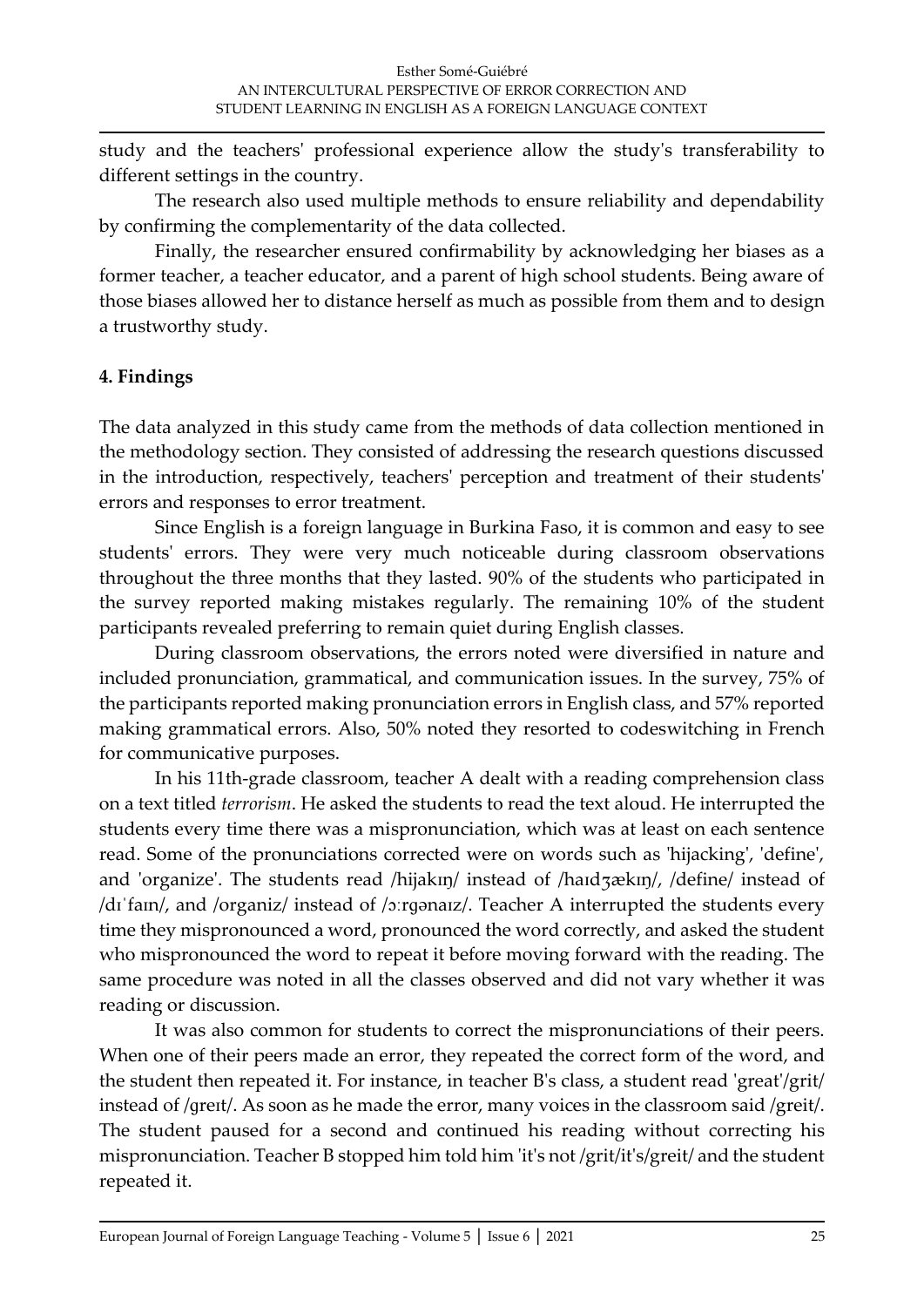study and the teachers' professional experience allow the study's transferability to different settings in the country.

The research also used multiple methods to ensure reliability and dependability by confirming the complementarity of the data collected.

Finally, the researcher ensured confirmability by acknowledging her biases as a former teacher, a teacher educator, and a parent of high school students. Being aware of those biases allowed her to distance herself as much as possible from them and to design a trustworthy study.

## 4. Findings

The data analyzed in this study came from the methods of data collection mentioned in the methodology section. They consisted of addressing the research questions discussed in the introduction, respectively, teachers' perception and treatment of their students' errors and responses to error treatment.

Since English is a foreign language in Burkina Faso, it is common and easy to see students' errors. They were very much noticeable during classroom observations throughout the three months that they lasted. 90% of the students who participated in the survey reported making mistakes regularly. The remaining 10% of the student participants revealed preferring to remain quiet during English classes.

During classroom observations, the errors noted were diversified in nature and included pronunciation, grammatical, and communication issues. In the survey, 75% of the participants reported making pronunciation errors in English class, and 57% reported making grammatical errors. Also, 50% noted they resorted to codeswitching in French for communicative purposes.

In his 11th-grade classroom, teacher A dealt with a reading comprehension class on a text titled *terrorism*. He asked the students to read the text aloud. He interrupted the students every time there was a mispronunciation, which was at least on each sentence read. Some of the pronunciations corrected were on words such as 'hijacking', 'define', and 'organize'. The students read /hijakɪŋ/ instead of /haɪdʒækɪŋ/, /define/ instead of /dɪˈfaɪn/, and /organiz/ instead of /ɔːrɡənaɪz/. Teacher A interrupted the students every time they mispronounced a word, pronounced the word correctly, and asked the student who mispronounced the word to repeat it before moving forward with the reading. The same procedure was noted in all the classes observed and did not vary whether it was reading or discussion.

It was also common for students to correct the mispronunciations of their peers. When one of their peers made an error, they repeated the correct form of the word, and the student then repeated it. For instance, in teacher B's class, a student read 'great'/grit/ instead of /ɡreɪt/. As soon as he made the error, many voices in the classroom said /greit/. The student paused for a second and continued his reading without correcting his mispronunciation. Teacher B stopped him told him 'it's not /grit/it's/greit/ and the student repeated it.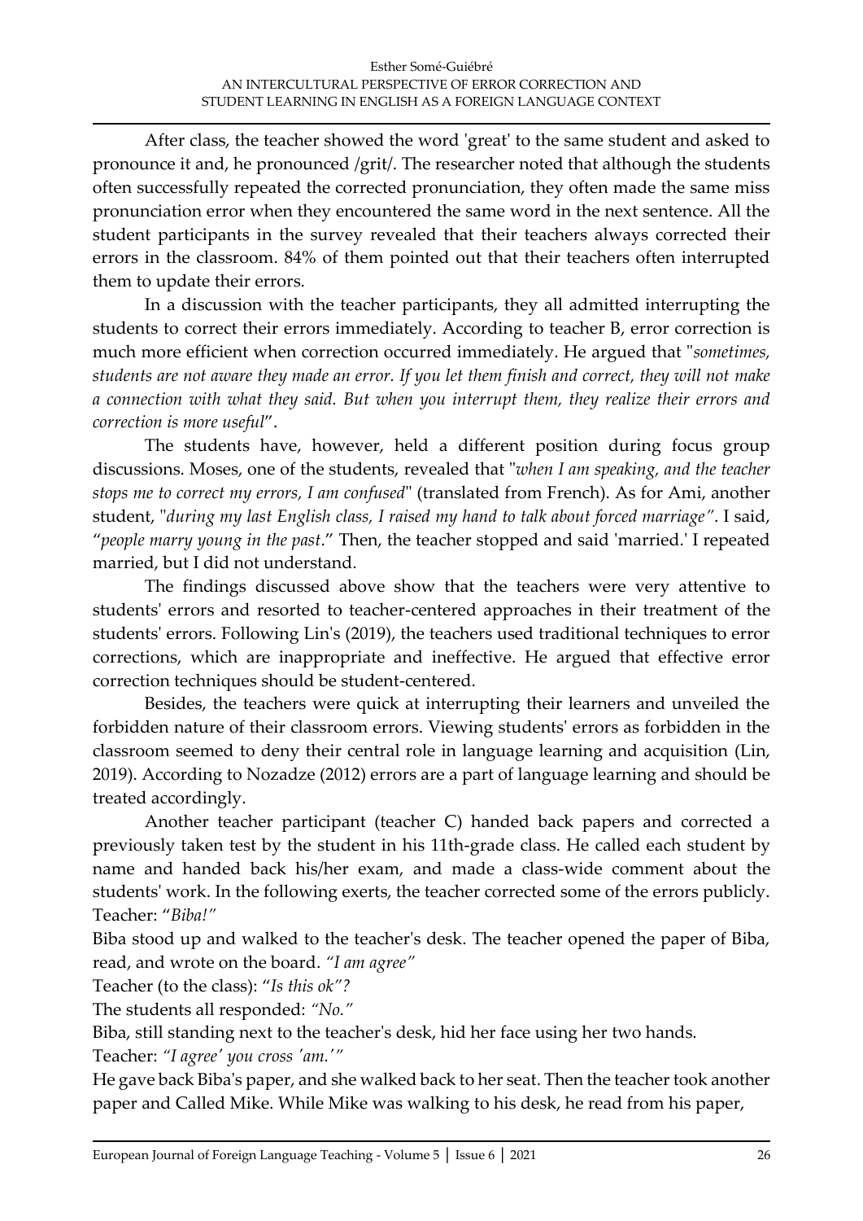After class, the teacher showed the word 'great' to the same student and asked to pronounce it and, he pronounced /grit/. The researcher noted that although the students often successfully repeated the corrected pronunciation, they often made the same miss pronunciation error when they encountered the same word in the next sentence. All the student participants in the survey revealed that their teachers always corrected their errors in the classroom. 84% of them pointed out that their teachers often interrupted them to update their errors.

In a discussion with the teacher participants, they all admitted interrupting the students to correct their errors immediately. According to teacher B, error correction is much more efficient when correction occurred immediately. He argued that "*sometimes, students are not aware they made an error. If you let them finish and correct, they will not make a connection with what they said. But when you interrupt them, they realize their errors and correction is more useful*".

The students have, however, held a different position during focus group discussions. Moses, one of the students, revealed that "*when I am speaking, and the teacher stops me to correct my errors, I am confused*" (translated from French). As for Ami, another student, "*during my last English class, I raised my hand to talk about forced marriage"*. I said, "*people marry young in the past*." Then, the teacher stopped and said 'married.' I repeated married, but I did not understand.

The findings discussed above show that the teachers were very attentive to students' errors and resorted to teacher-centered approaches in their treatment of the students' errors. Following Lin's (2019), the teachers used traditional techniques to error corrections, which are inappropriate and ineffective. He argued that effective error correction techniques should be student-centered.

Besides, the teachers were quick at interrupting their learners and unveiled the forbidden nature of their classroom errors. Viewing students' errors as forbidden in the classroom seemed to deny their central role in language learning and acquisition (Lin, 2019). According to Nozadze (2012) errors are a part of language learning and should be treated accordingly.

Another teacher participant (teacher C) handed back papers and corrected a previously taken test by the student in his 11th-grade class. He called each student by name and handed back his/her exam, and made a class-wide comment about the students' work. In the following exerts, the teacher corrected some of the errors publicly.

Teacher: "*Biba!"*

Biba stood up and walked to the teacher's desk. The teacher opened the paper of Biba, read, and wrote on the board. *"I am agree"*

Teacher (to the class): "*Is this ok"?*

The students all responded: *"No."*

Biba, still standing next to the teacher's desk, hid her face using her two hands.

Teacher: *"I agree' you cross 'am.'"*

He gave back Biba's paper, and she walked back to her seat. Then the teacher took another paper and Called Mike. While Mike was walking to his desk, he read from his paper,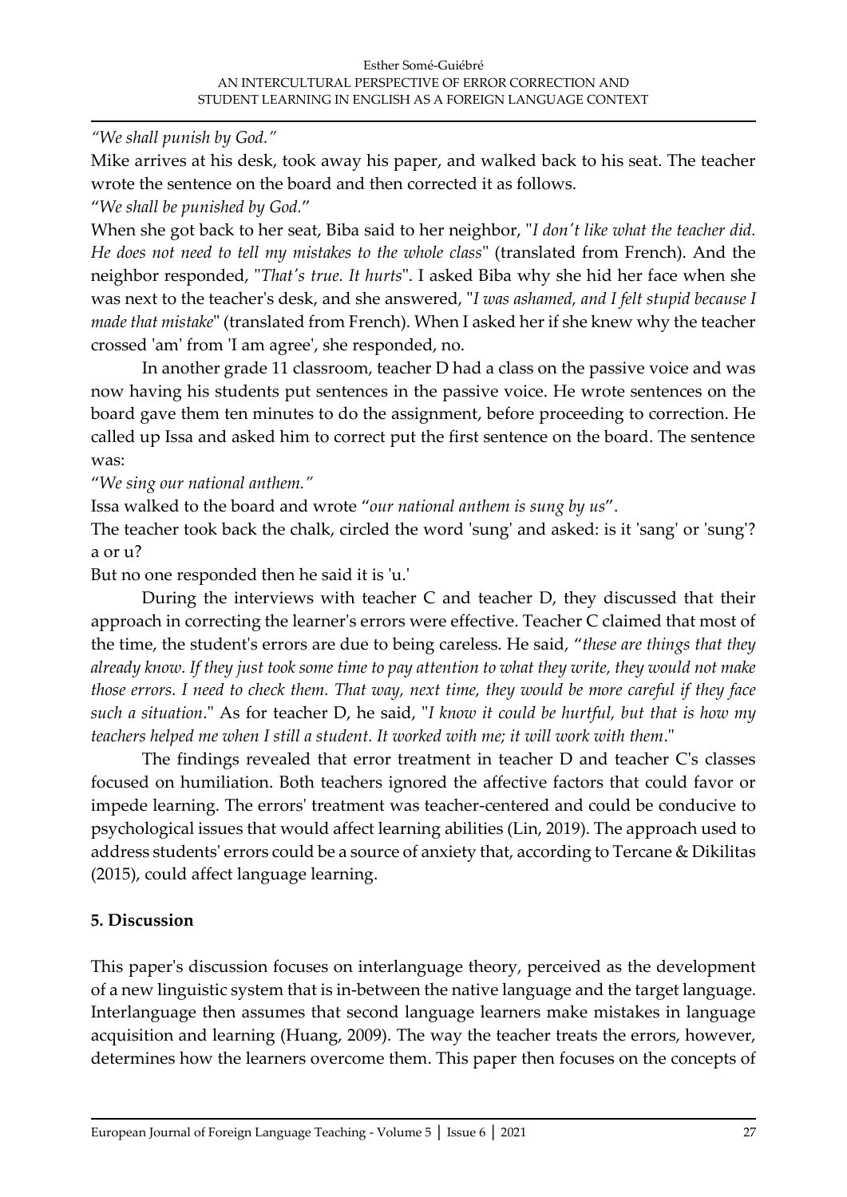*"We shall punish by God."*

Mike arrives at his desk, took away his paper, and walked back to his seat. The teacher wrote the sentence on the board and then corrected it as follows.

"*We shall be punished by God.*"

When she got back to her seat, Biba said to her neighbor, "*I don't like what the teacher did. He does not need to tell my mistakes to the whole class*" (translated from French). And the neighbor responded, "*That's true. It hurts*". I asked Biba why she hid her face when she was next to the teacher's desk, and she answered, "*I was ashamed, and I felt stupid because I made that mistake*" (translated from French). When I asked her if she knew why the teacher crossed 'am' from 'I am agree', she responded, no.

In another grade 11 classroom, teacher D had a class on the passive voice and was now having his students put sentences in the passive voice. He wrote sentences on the board gave them ten minutes to do the assignment, before proceeding to correction. He called up Issa and asked him to correct put the first sentence on the board. The sentence was:

"*We sing our national anthem."*

Issa walked to the board and wrote "*our national anthem is sung by us*".

The teacher took back the chalk, circled the word 'sung' and asked: is it 'sang' or 'sung'? a or u?

But no one responded then he said it is 'u.'

During the interviews with teacher C and teacher D, they discussed that their approach in correcting the learner's errors were effective. Teacher C claimed that most of the time, the student's errors are due to being careless. He said, "*these are things that they already know. If they just took some time to pay attention to what they write, they would not make those errors. I need to check them. That way, next time, they would be more careful if they face such a situation*." As for teacher D, he said, "*I know it could be hurtful, but that is how my teachers helped me when I still a student. It worked with me; it will work with them*."

The findings revealed that error treatment in teacher D and teacher C's classes focused on humiliation. Both teachers ignored the affective factors that could favor or impede learning. The errors' treatment was teacher-centered and could be conducive to psychological issues that would affect learning abilities (Lin, 2019). The approach used to address students' errors could be a source of anxiety that, according to Tercane & Dikilitas (2015), could affect language learning.

## 5. Discussion

This paper's discussion focuses on interlanguage theory, perceived as the development of a new linguistic system that is in-between the native language and the target language. Interlanguage then assumes that second language learners make mistakes in language acquisition and learning (Huang, 2009). The way the teacher treats the errors, however, determines how the learners overcome them. This paper then focuses on the concepts of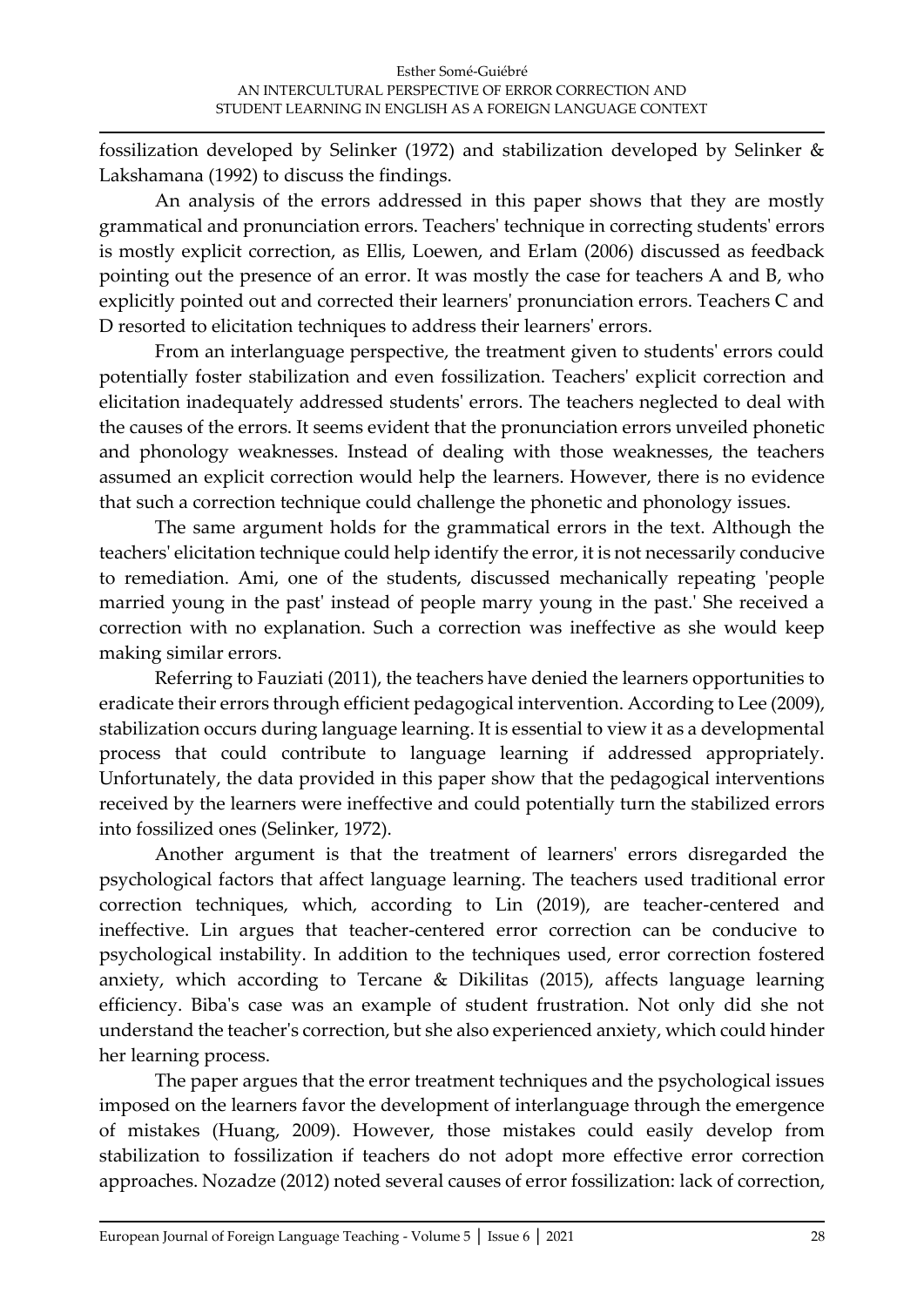fossilization developed by Selinker (1972) and stabilization developed by Selinker & Lakshamana (1992) to discuss the findings.

An analysis of the errors addressed in this paper shows that they are mostly grammatical and pronunciation errors. Teachers' technique in correcting students' errors is mostly explicit correction, as Ellis, Loewen, and Erlam (2006) discussed as feedback pointing out the presence of an error. It was mostly the case for teachers A and B, who explicitly pointed out and corrected their learners' pronunciation errors. Teachers C and D resorted to elicitation techniques to address their learners' errors.

From an interlanguage perspective, the treatment given to students' errors could potentially foster stabilization and even fossilization. Teachers' explicit correction and elicitation inadequately addressed students' errors. The teachers neglected to deal with the causes of the errors. It seems evident that the pronunciation errors unveiled phonetic and phonology weaknesses. Instead of dealing with those weaknesses, the teachers assumed an explicit correction would help the learners. However, there is no evidence that such a correction technique could challenge the phonetic and phonology issues.

The same argument holds for the grammatical errors in the text. Although the teachers' elicitation technique could help identify the error, it is not necessarily conducive to remediation. Ami, one of the students, discussed mechanically repeating 'people married young in the past' instead of people marry young in the past.' She received a correction with no explanation. Such a correction was ineffective as she would keep making similar errors.

Referring to Fauziati (2011), the teachers have denied the learners opportunities to eradicate their errors through efficient pedagogical intervention. According to Lee (2009), stabilization occurs during language learning. It is essential to view it as a developmental process that could contribute to language learning if addressed appropriately. Unfortunately, the data provided in this paper show that the pedagogical interventions received by the learners were ineffective and could potentially turn the stabilized errors into fossilized ones (Selinker, 1972).

Another argument is that the treatment of learners' errors disregarded the psychological factors that affect language learning. The teachers used traditional error correction techniques, which, according to Lin (2019), are teacher-centered and ineffective. Lin argues that teacher-centered error correction can be conducive to psychological instability. In addition to the techniques used, error correction fostered anxiety, which according to Tercane & Dikilitas (2015), affects language learning efficiency. Biba's case was an example of student frustration. Not only did she not understand the teacher's correction, but she also experienced anxiety, which could hinder her learning process.

The paper argues that the error treatment techniques and the psychological issues imposed on the learners favor the development of interlanguage through the emergence of mistakes (Huang, 2009). However, those mistakes could easily develop from stabilization to fossilization if teachers do not adopt more effective error correction approaches. Nozadze (2012) noted several causes of error fossilization: lack of correction,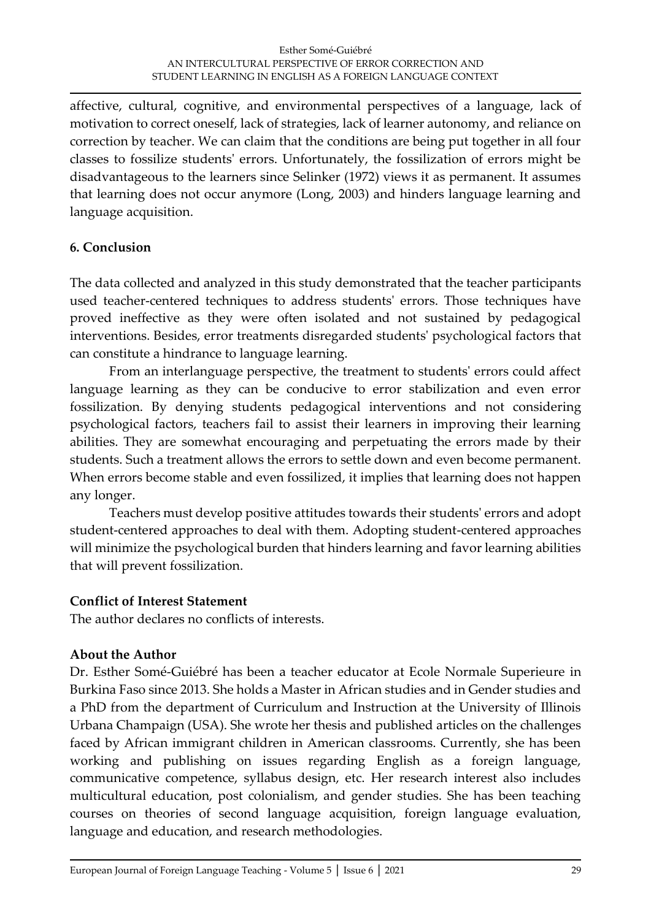affective, cultural, cognitive, and environmental perspectives of a language, lack of motivation to correct oneself, lack of strategies, lack of learner autonomy, and reliance on correction by teacher. We can claim that the conditions are being put together in all four classes to fossilize students' errors. Unfortunately, the fossilization of errors might be disadvantageous to the learners since Selinker (1972) views it as permanent. It assumes that learning does not occur anymore (Long, 2003) and hinders language learning and language acquisition.

## 6. Conclusion

The data collected and analyzed in this study demonstrated that the teacher participants used teacher-centered techniques to address students' errors. Those techniques have proved ineffective as they were often isolated and not sustained by pedagogical interventions. Besides, error treatments disregarded students' psychological factors that can constitute a hindrance to language learning.

From an interlanguage perspective, the treatment to students' errors could affect language learning as they can be conducive to error stabilization and even error fossilization. By denying students pedagogical interventions and not considering psychological factors, teachers fail to assist their learners in improving their learning abilities. They are somewhat encouraging and perpetuating the errors made by their students. Such a treatment allows the errors to settle down and even become permanent. When errors become stable and even fossilized, it implies that learning does not happen any longer.

Teachers must develop positive attitudes towards their students' errors and adopt student-centered approaches to deal with them. Adopting student-centered approaches will minimize the psychological burden that hinders learning and favor learning abilities that will prevent fossilization.

### Conflict of Interest Statement

The author declares no conflicts of interests.

### About the Author

Dr. Esther Somé-Guiébré has been a teacher educator at Ecole Normale Superieure in Burkina Faso since 2013. She holds a Master in African studies and in Gender studies and a PhD from the department of Curriculum and Instruction at the University of Illinois Urbana Champaign (USA). She wrote her thesis and published articles on the challenges faced by African immigrant children in American classrooms. Currently, she has been working and publishing on issues regarding English as a foreign language, communicative competence, syllabus design, etc. Her research interest also includes multicultural education, post colonialism, and gender studies. She has been teaching courses on theories of second language acquisition, foreign language evaluation, language and education, and research methodologies.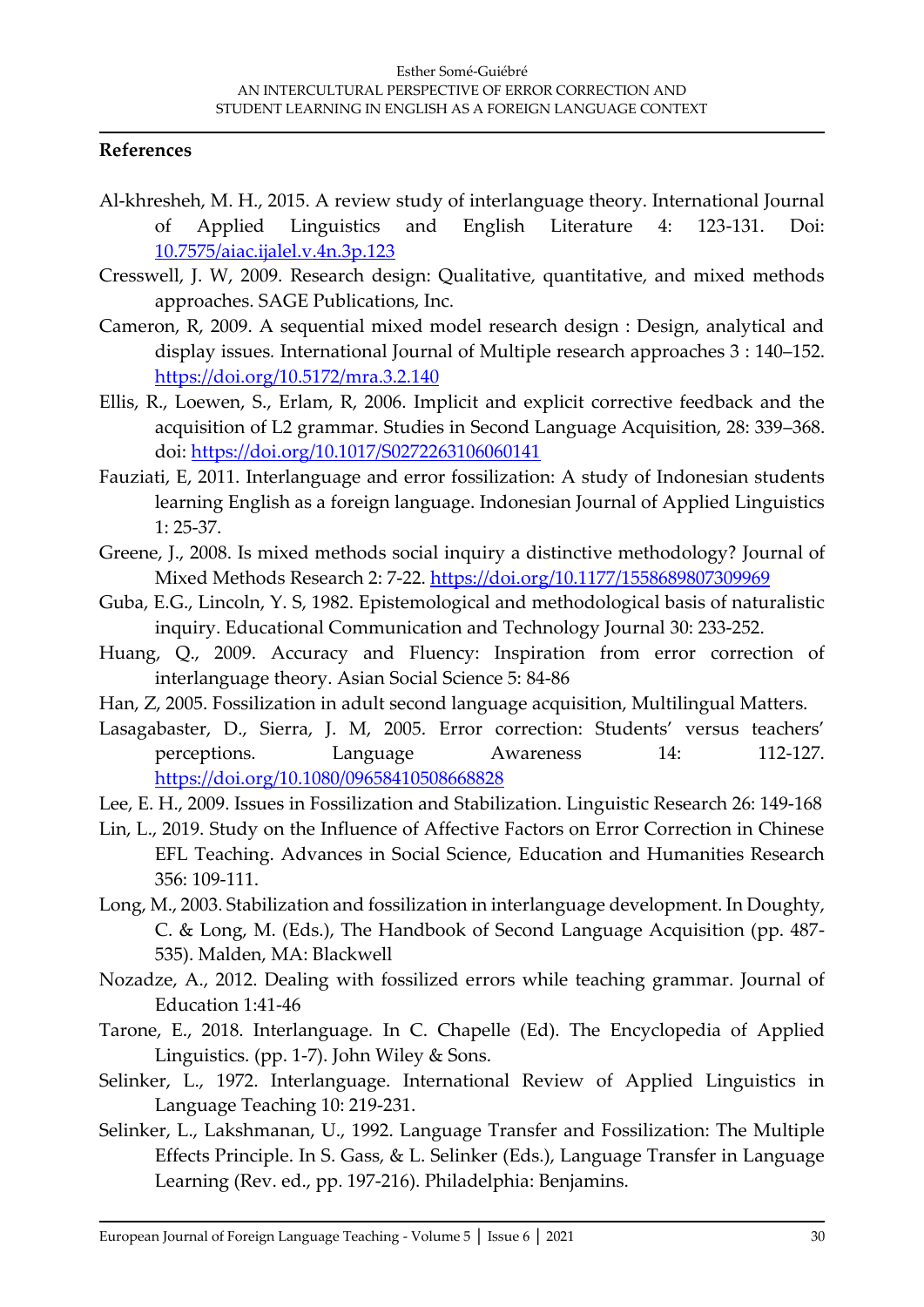**References**

Al-khresheh, M. H., 2015. A review study of interlanguage theory. International Journal of Applied Linguistics and English Literature 4: 123-131. Doi: 10.7575/aiac.ijalel.v.4n.3p.123

Cresswell, J. W, 2009. Research design: Qualitative, quantitative, and mixed methods approaches. SAGE Publications, Inc.

Cameron, R, 2009. A sequential mixed model research design : Design, analytical and display issues. International Journal of Multiple research approaches 3 : 140–152. https://doi.org/10.5172/mra.3.2.140

Ellis, R., Loewen, S., Erlam, R, 2006. Implicit and explicit corrective feedback and the acquisition of L2 grammar. Studies in Second Language Acquisition, 28: 339–368. doi: https://doi.org/10.1017/S0272263106060141

Fauziati, E, 2011. Interlanguage and error fossilization: A study of Indonesian students learning English as a foreign language. Indonesian Journal of Applied Linguistics 1: 25-37.

Greene, J., 2008. Is mixed methods social inquiry a distinctive methodology? Journal of Mixed Methods Research 2: 7-22. https://doi.org/10.1177/1558689807309969

Guba, E.G., Lincoln, Y. S, 1982. Epistemological and methodological basis of naturalistic inquiry. Educational Communication and Technology Journal 30: 233-252.

Huang, Q., 2009. Accuracy and Fluency: Inspiration from error correction of interlanguage theory. Asian Social Science 5: 84-86

Han, Z, 2005. Fossilization in adult second language acquisition, Multilingual Matters.

Lasagabaster, D., Sierra, J. M, 2005. Error correction: Students' versus teachers' perceptions. Language Awareness 14: 112-127. https://doi.org/10.1080/09658410508668828

Lee, E. H., 2009. Issues in Fossilization and Stabilization. Linguistic Research 26: 149-168

Lin, L., 2019. Study on the Influence of Affective Factors on Error Correction in Chinese EFL Teaching. Advances in Social Science, Education and Humanities Research 356: 109-111.

Long, M., 2003. Stabilization and fossilization in interlanguage development. In Doughty, C. & Long, M. (Eds.), The Handbook of Second Language Acquisition (pp. 487-535). Malden, MA: Blackwell

Nozadze, A., 2012. Dealing with fossilized errors while teaching grammar. Journal of Education 1:41-46

Tarone, E., 2018. Interlanguage. In C. Chapelle (Ed). The Encyclopedia of Applied Linguistics. (pp. 1-7). John Wiley & Sons.

Selinker, L., 1972. Interlanguage. International Review of Applied Linguistics in Language Teaching 10: 219-231.

Selinker, L., Lakshmanan, U., 1992. Language Transfer and Fossilization: The Multiple Effects Principle. In S. Gass, & L. Selinker (Eds.), Language Transfer in Language Learning (Rev. ed., pp. 197-216). Philadelphia: Benjamins.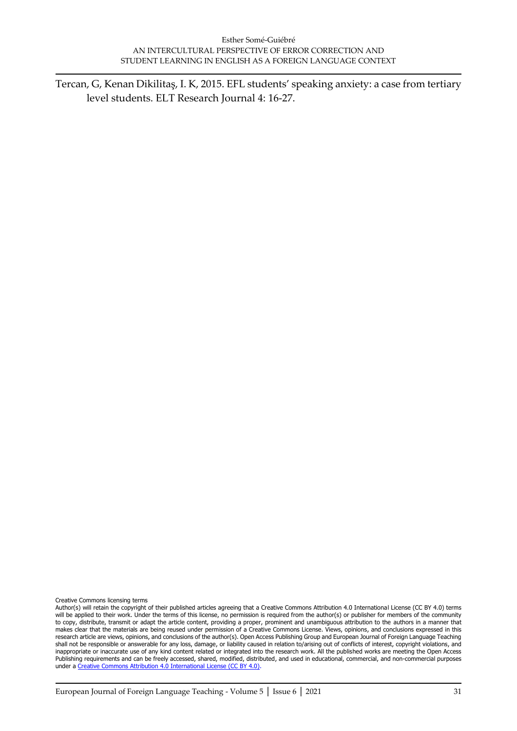Tercan, G, Kenan Dikilitaş, I. K, 2015. EFL students' speaking anxiety: a case from tertiary level students. ELT Research Journal 4: 16-27.

Creative Commons licensing terms

Author(s) will retain the copyright of their published articles agreeing that a Creative Commons Attribution 4.0 International License (CC BY 4.0) terms will be applied to their work. Under the terms of this license, no permission is required from the author(s) or publisher for members of the community to copy, distribute, transmit or adapt the article content, providing a proper, prominent and unambiguous attribution to the authors in a manner that makes clear that the materials are being reused under permission of a Creative Commons License. Views, opinions, and conclusions expressed in this research article are views, opinions, and conclusions of the author(s). Open Access Publishing Group and European Journal of Foreign Language Teaching shall not be responsible or answerable for any loss, damage, or liability caused in relation to/arising out of conflicts of interest, copyright violations, and inappropriate or inaccurate use of any kind content related or integrated into the research work. All the published works are meeting the Open Access Publishing requirements and can be freely accessed, shared, modified, distributed, and used in educational, commercial, and non-commercial purposes under a Creative Commons Attribution 4.0 International License (CC BY 4.0).